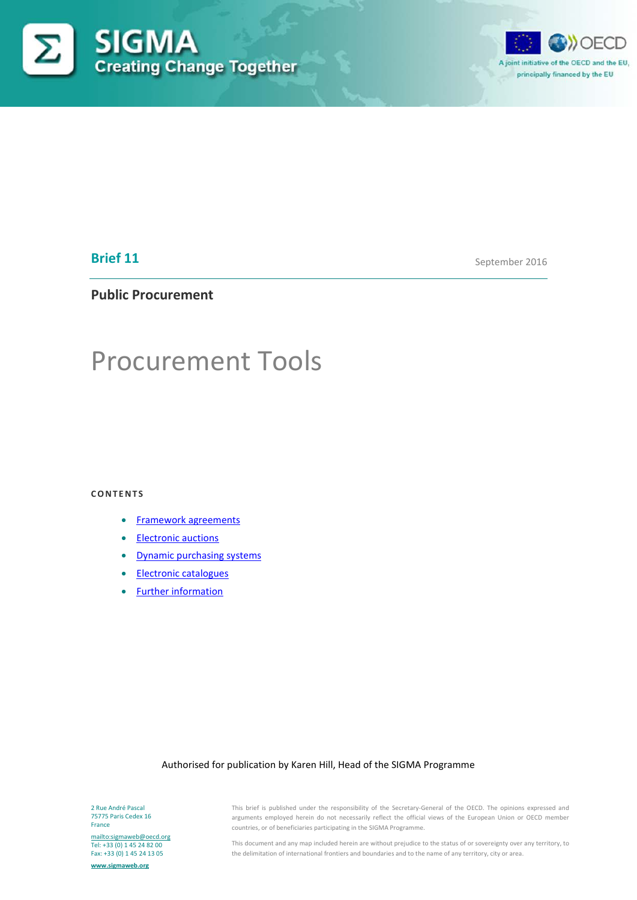SIGMA
Creating Change Together

A joint initiative of the OECD and the EU, principally financed by the EU

**Brief 11**

September 2016

**Public Procurement**

# Procurement Tools

**CONTENTS**

- Framework agreements
- Electronic auctions
- Dynamic purchasing systems
- Electronic catalogues
- Further information

Authorised for publication by Karen Hill, Head of the SIGMA Programme

2 Rue André Pascal
75775 Paris Cedex 16
France

mailto:sigmaweb@oecd.org
Tel: +33 (0) 1 45 24 82 00
Fax: +33 (0) 1 45 24 13 05

www.sigmaweb.org

This brief is published under the responsibility of the Secretary-General of the OECD. The opinions expressed and arguments employed herein do not necessarily reflect the official views of the European Union or OECD member countries, or of beneficiaries participating in the SIGMA Programme.

This document and any map included herein are without prejudice to the status of or sovereignty over any territory, to the delimitation of international frontiers and boundaries and to the name of any territory, city or area.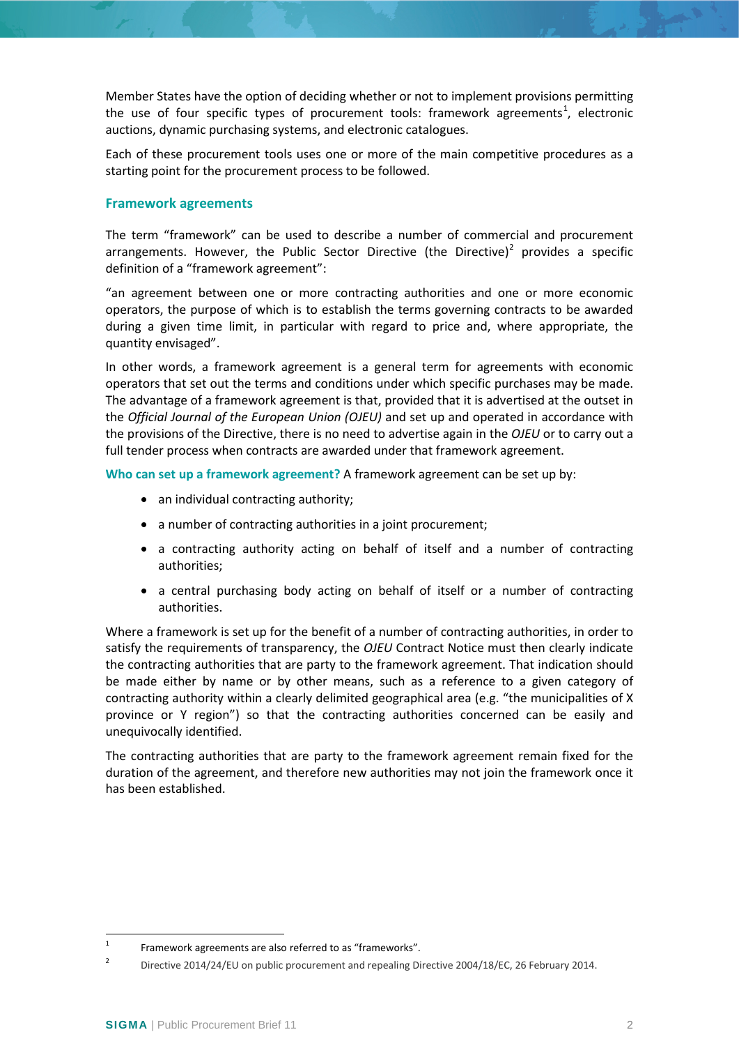Member States have the option of deciding whether or not to implement provisions permitting the use of four specific types of procurement tools: framework agreements[1], electronic auctions, dynamic purchasing systems, and electronic catalogues.

Each of these procurement tools uses one or more of the main competitive procedures as a starting point for the procurement process to be followed.

## Framework agreements

The term "framework" can be used to describe a number of commercial and procurement arrangements. However, the Public Sector Directive (the Directive)[2] provides a specific definition of a "framework agreement":

"an agreement between one or more contracting authorities and one or more economic operators, the purpose of which is to establish the terms governing contracts to be awarded during a given time limit, in particular with regard to price and, where appropriate, the quantity envisaged".

In other words, a framework agreement is a general term for agreements with economic operators that set out the terms and conditions under which specific purchases may be made. The advantage of a framework agreement is that, provided that it is advertised at the outset in the *Official Journal of the European Union (OJEU)* and set up and operated in accordance with the provisions of the Directive, there is no need to advertise again in the *OJEU* or to carry out a full tender process when contracts are awarded under that framework agreement.

**Who can set up a framework agreement?** A framework agreement can be set up by:

- an individual contracting authority;
- a number of contracting authorities in a joint procurement;
- a contracting authority acting on behalf of itself and a number of contracting authorities;
- a central purchasing body acting on behalf of itself or a number of contracting authorities.

Where a framework is set up for the benefit of a number of contracting authorities, in order to satisfy the requirements of transparency, the *OJEU* Contract Notice must then clearly indicate the contracting authorities that are party to the framework agreement. That indication should be made either by name or by other means, such as a reference to a given category of contracting authority within a clearly delimited geographical area (e.g. "the municipalities of X province or Y region") so that the contracting authorities concerned can be easily and unequivocally identified.

The contracting authorities that are party to the framework agreement remain fixed for the duration of the agreement, and therefore new authorities may not join the framework once it has been established.

---

[1] Framework agreements are also referred to as "frameworks".

[2] Directive 2014/24/EU on public procurement and repealing Directive 2004/18/EC, 26 February 2014.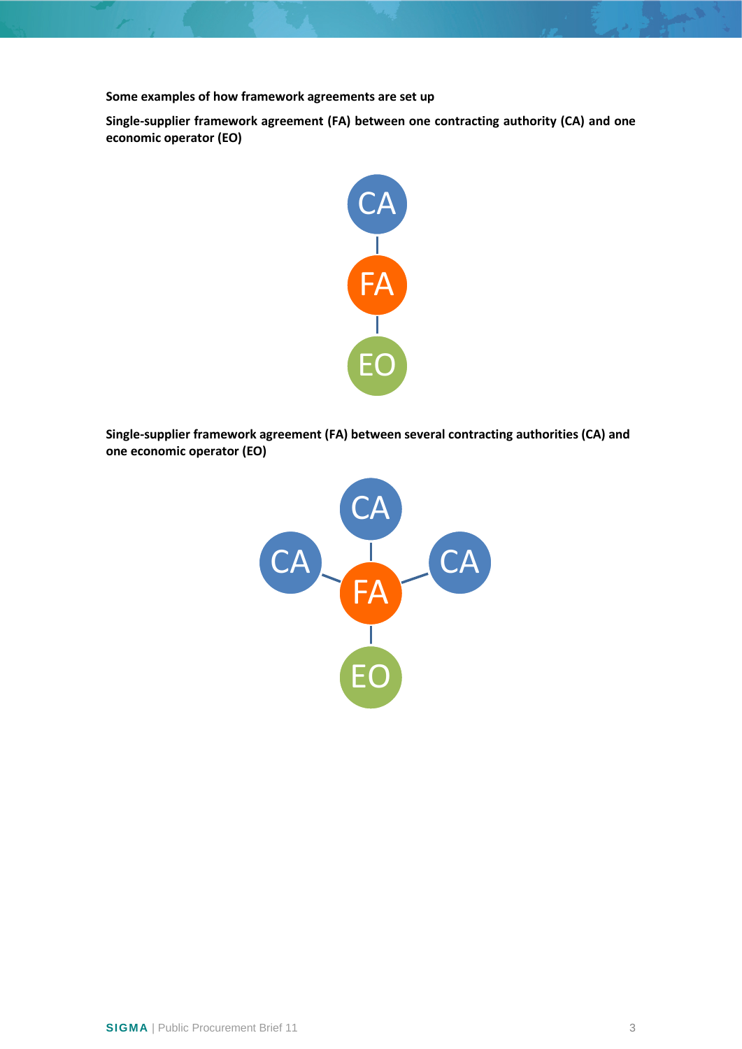**Some examples of how framework agreements are set up**

**Single-supplier framework agreement (FA) between one contracting authority (CA) and one economic operator (EO)**

CA

FA

EO

**Single-supplier framework agreement (FA) between several contracting authorities (CA) and one economic operator (EO)**

CA

CA

CA

FA

EO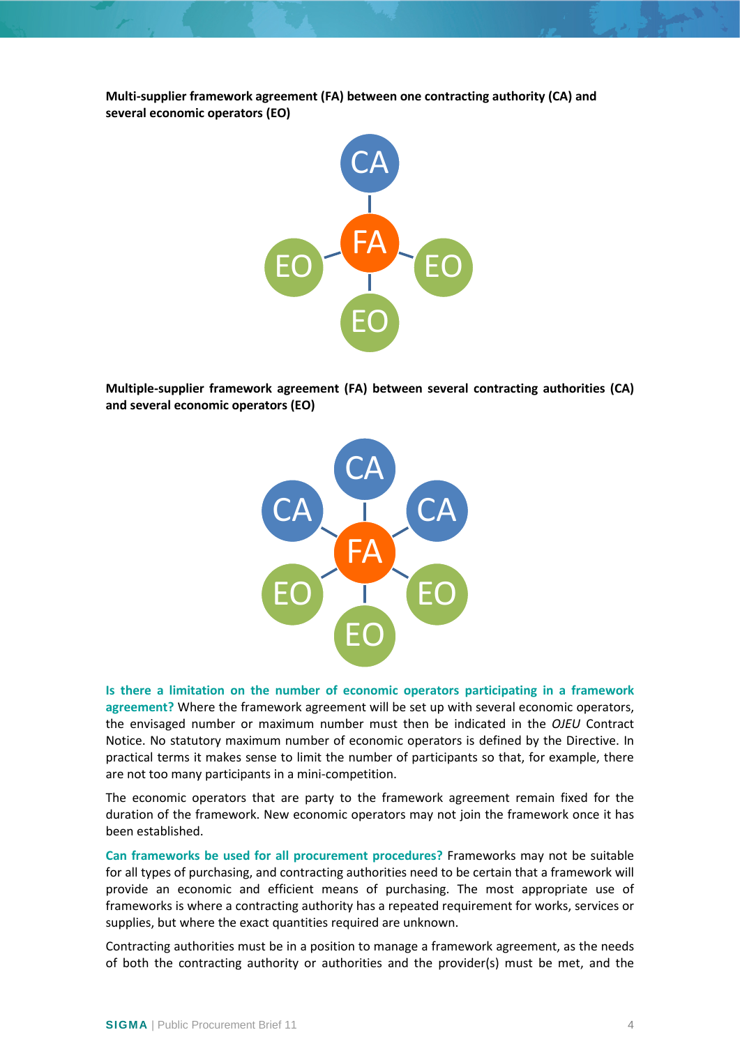**Multi-supplier framework agreement (FA) between one contracting authority (CA) and several economic operators (EO)**

**Multiple-supplier framework agreement (FA) between several contracting authorities (CA) and several economic operators (EO)**

**Is there a limitation on the number of economic operators participating in a framework agreement?** Where the framework agreement will be set up with several economic operators, the envisaged number or maximum number must then be indicated in the *OJEU* Contract Notice. No statutory maximum number of economic operators is defined by the Directive. In practical terms it makes sense to limit the number of participants so that, for example, there are not too many participants in a mini-competition.

The economic operators that are party to the framework agreement remain fixed for the duration of the framework. New economic operators may not join the framework once it has been established.

**Can frameworks be used for all procurement procedures?** Frameworks may not be suitable for all types of purchasing, and contracting authorities need to be certain that a framework will provide an economic and efficient means of purchasing. The most appropriate use of frameworks is where a contracting authority has a repeated requirement for works, services or supplies, but where the exact quantities required are unknown.

Contracting authorities must be in a position to manage a framework agreement, as the needs of both the contracting authority or authorities and the provider(s) must be met, and the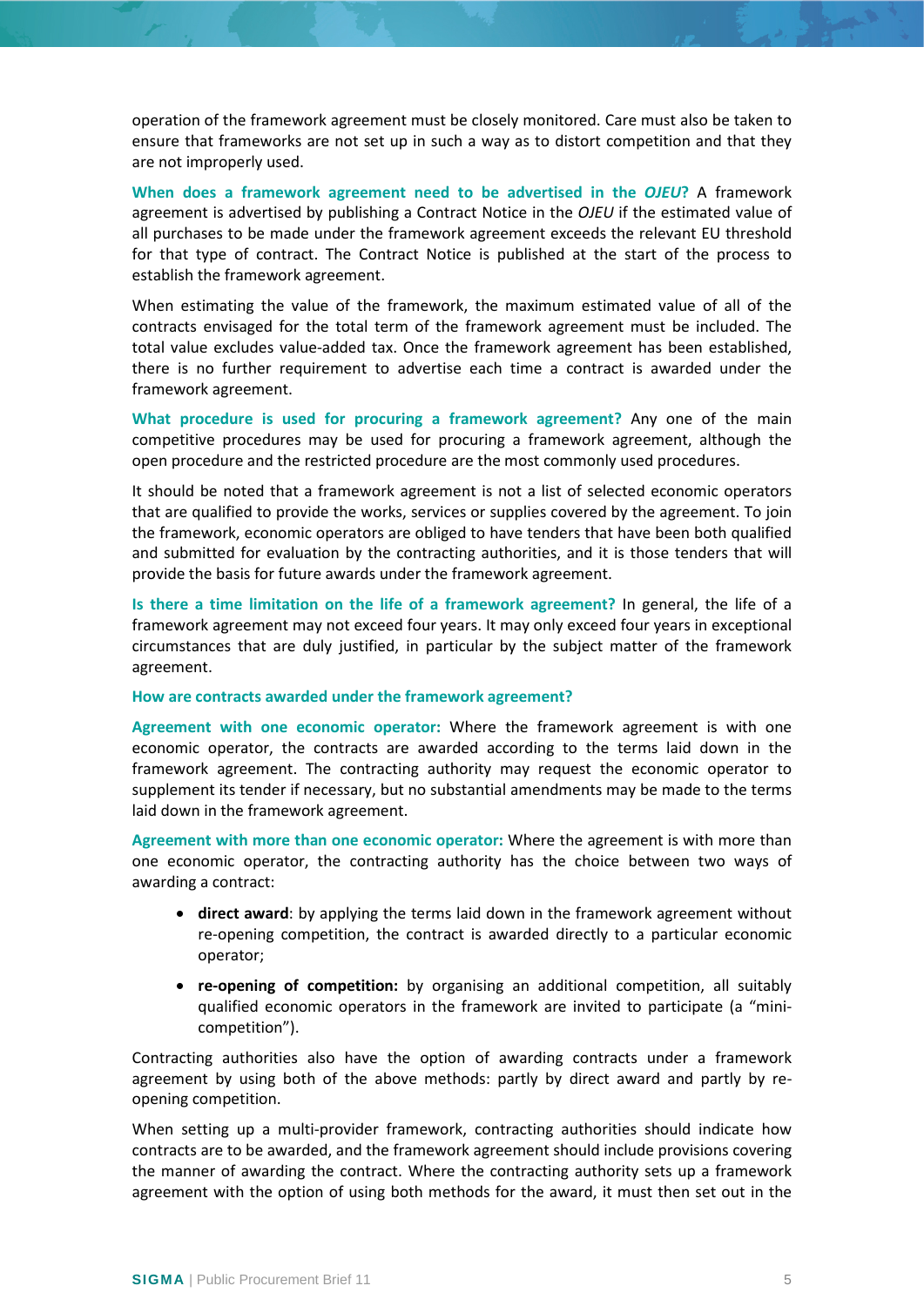operation of the framework agreement must be closely monitored. Care must also be taken to ensure that frameworks are not set up in such a way as to distort competition and that they are not improperly used.

**When does a framework agreement need to be advertised in the *OJEU*?** A framework agreement is advertised by publishing a Contract Notice in the *OJEU* if the estimated value of all purchases to be made under the framework agreement exceeds the relevant EU threshold for that type of contract. The Contract Notice is published at the start of the process to establish the framework agreement.

When estimating the value of the framework, the maximum estimated value of all of the contracts envisaged for the total term of the framework agreement must be included. The total value excludes value-added tax. Once the framework agreement has been established, there is no further requirement to advertise each time a contract is awarded under the framework agreement.

**What procedure is used for procuring a framework agreement?** Any one of the main competitive procedures may be used for procuring a framework agreement, although the open procedure and the restricted procedure are the most commonly used procedures.

It should be noted that a framework agreement is not a list of selected economic operators that are qualified to provide the works, services or supplies covered by the agreement. To join the framework, economic operators are obliged to have tenders that have been both qualified and submitted for evaluation by the contracting authorities, and it is those tenders that will provide the basis for future awards under the framework agreement.

**Is there a time limitation on the life of a framework agreement?** In general, the life of a framework agreement may not exceed four years. It may only exceed four years in exceptional circumstances that are duly justified, in particular by the subject matter of the framework agreement.

**How are contracts awarded under the framework agreement?**

**Agreement with one economic operator:** Where the framework agreement is with one economic operator, the contracts are awarded according to the terms laid down in the framework agreement. The contracting authority may request the economic operator to supplement its tender if necessary, but no substantial amendments may be made to the terms laid down in the framework agreement.

**Agreement with more than one economic operator:** Where the agreement is with more than one economic operator, the contracting authority has the choice between two ways of awarding a contract:

- **direct award**: by applying the terms laid down in the framework agreement without re-opening competition, the contract is awarded directly to a particular economic operator;
- **re-opening of competition:** by organising an additional competition, all suitably qualified economic operators in the framework are invited to participate (a "mini-competition").

Contracting authorities also have the option of awarding contracts under a framework agreement by using both of the above methods: partly by direct award and partly by re-opening competition.

When setting up a multi-provider framework, contracting authorities should indicate how contracts are to be awarded, and the framework agreement should include provisions covering the manner of awarding the contract. Where the contracting authority sets up a framework agreement with the option of using both methods for the award, it must then set out in the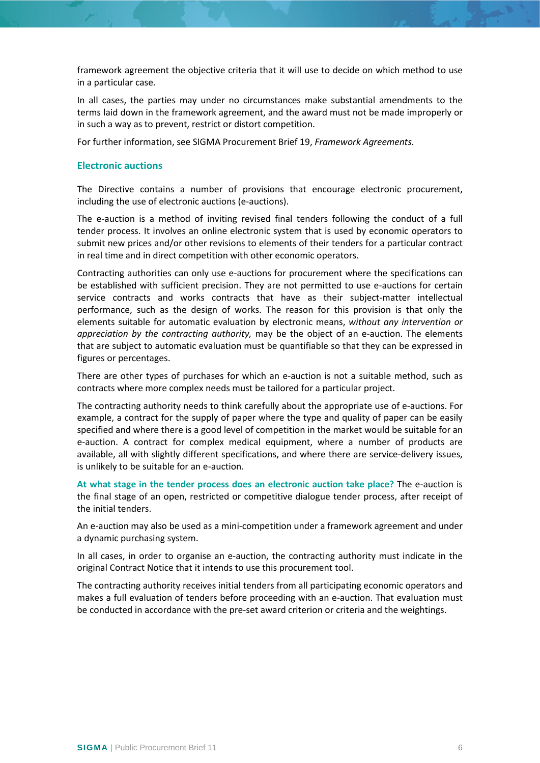framework agreement the objective criteria that it will use to decide on which method to use in a particular case.

In all cases, the parties may under no circumstances make substantial amendments to the terms laid down in the framework agreement, and the award must not be made improperly or in such a way as to prevent, restrict or distort competition.

For further information, see SIGMA Procurement Brief 19, *Framework Agreements.*

## Electronic auctions

The Directive contains a number of provisions that encourage electronic procurement, including the use of electronic auctions (e-auctions).

The e-auction is a method of inviting revised final tenders following the conduct of a full tender process. It involves an online electronic system that is used by economic operators to submit new prices and/or other revisions to elements of their tenders for a particular contract in real time and in direct competition with other economic operators.

Contracting authorities can only use e-auctions for procurement where the specifications can be established with sufficient precision. They are not permitted to use e-auctions for certain service contracts and works contracts that have as their subject-matter intellectual performance, such as the design of works. The reason for this provision is that only the elements suitable for automatic evaluation by electronic means, *without any intervention or appreciation by the contracting authority,* may be the object of an e-auction. The elements that are subject to automatic evaluation must be quantifiable so that they can be expressed in figures or percentages.

There are other types of purchases for which an e-auction is not a suitable method, such as contracts where more complex needs must be tailored for a particular project.

The contracting authority needs to think carefully about the appropriate use of e-auctions. For example, a contract for the supply of paper where the type and quality of paper can be easily specified and where there is a good level of competition in the market would be suitable for an e-auction. A contract for complex medical equipment, where a number of products are available, all with slightly different specifications, and where there are service-delivery issues, is unlikely to be suitable for an e-auction.

**At what stage in the tender process does an electronic auction take place?** The e-auction is the final stage of an open, restricted or competitive dialogue tender process, after receipt of the initial tenders.

An e-auction may also be used as a mini-competition under a framework agreement and under a dynamic purchasing system.

In all cases, in order to organise an e-auction, the contracting authority must indicate in the original Contract Notice that it intends to use this procurement tool.

The contracting authority receives initial tenders from all participating economic operators and makes a full evaluation of tenders before proceeding with an e-auction. That evaluation must be conducted in accordance with the pre-set award criterion or criteria and the weightings.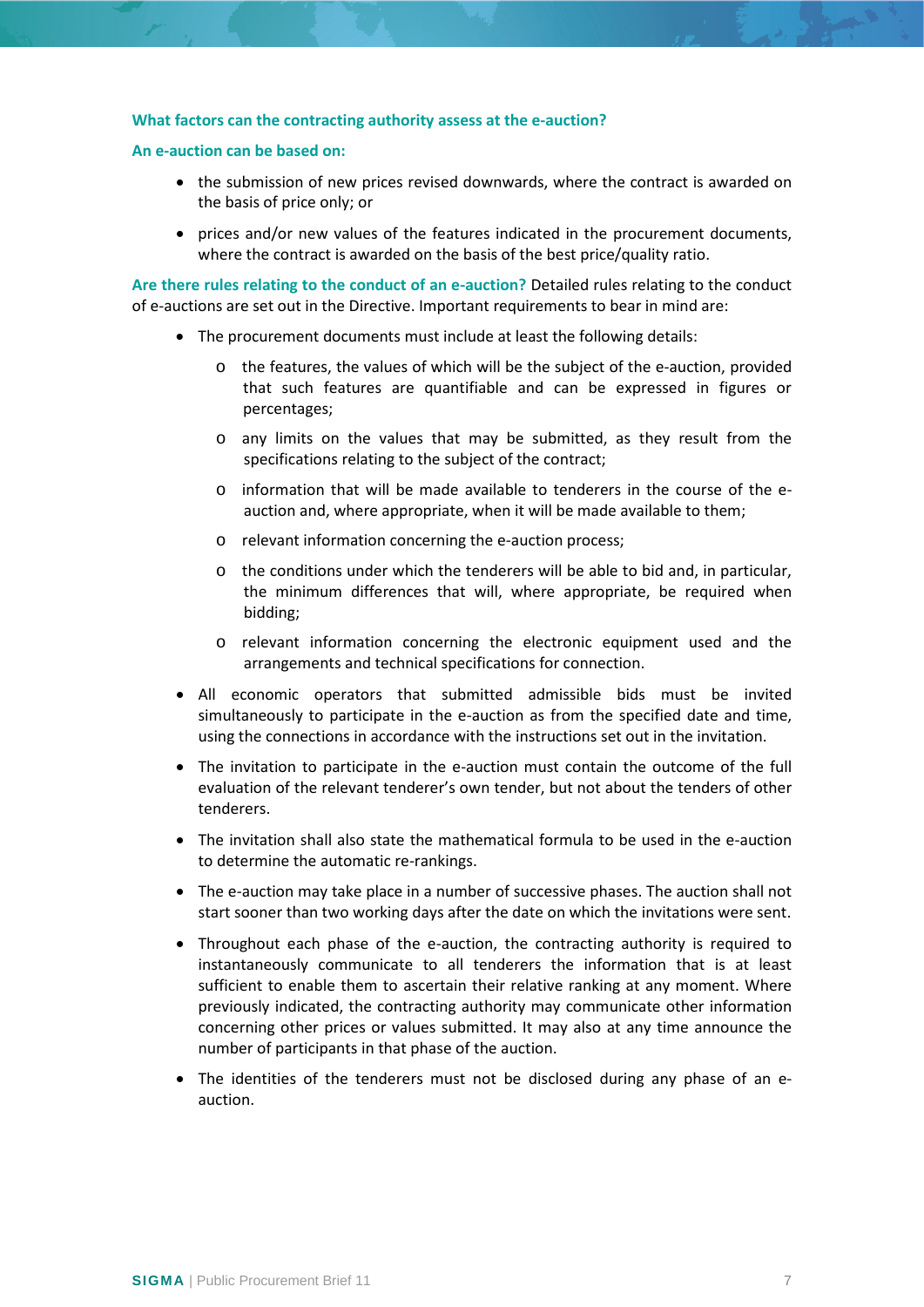**What factors can the contracting authority assess at the e-auction?**

**An e-auction can be based on:**

- the submission of new prices revised downwards, where the contract is awarded on the basis of price only; or
- prices and/or new values of the features indicated in the procurement documents, where the contract is awarded on the basis of the best price/quality ratio.

**Are there rules relating to the conduct of an e-auction?** Detailed rules relating to the conduct of e-auctions are set out in the Directive. Important requirements to bear in mind are:

- The procurement documents must include at least the following details:
  - the features, the values of which will be the subject of the e-auction, provided that such features are quantifiable and can be expressed in figures or percentages;
  - any limits on the values that may be submitted, as they result from the specifications relating to the subject of the contract;
  - information that will be made available to tenderers in the course of the e-auction and, where appropriate, when it will be made available to them;
  - relevant information concerning the e-auction process;
  - the conditions under which the tenderers will be able to bid and, in particular, the minimum differences that will, where appropriate, be required when bidding;
  - relevant information concerning the electronic equipment used and the arrangements and technical specifications for connection.
- All economic operators that submitted admissible bids must be invited simultaneously to participate in the e-auction as from the specified date and time, using the connections in accordance with the instructions set out in the invitation.
- The invitation to participate in the e-auction must contain the outcome of the full evaluation of the relevant tenderer's own tender, but not about the tenders of other tenderers.
- The invitation shall also state the mathematical formula to be used in the e-auction to determine the automatic re-rankings.
- The e-auction may take place in a number of successive phases. The auction shall not start sooner than two working days after the date on which the invitations were sent.
- Throughout each phase of the e-auction, the contracting authority is required to instantaneously communicate to all tenderers the information that is at least sufficient to enable them to ascertain their relative ranking at any moment. Where previously indicated, the contracting authority may communicate other information concerning other prices or values submitted. It may also at any time announce the number of participants in that phase of the auction.
- The identities of the tenderers must not be disclosed during any phase of an e-auction.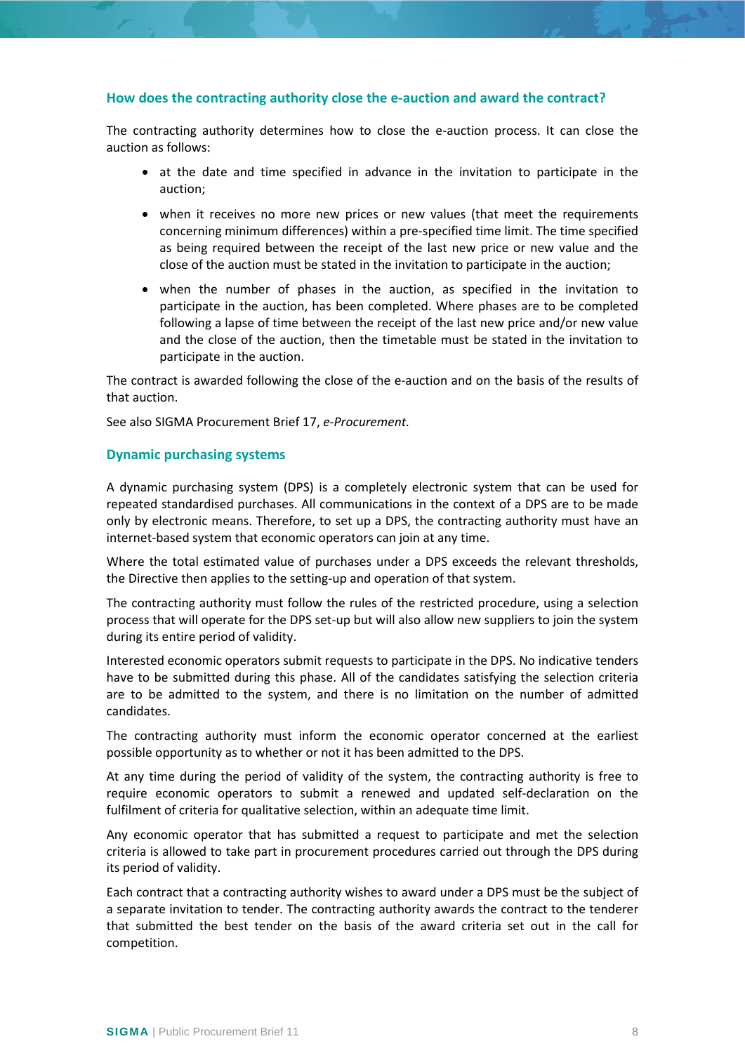### How does the contracting authority close the e-auction and award the contract?

The contracting authority determines how to close the e-auction process. It can close the auction as follows:

- at the date and time specified in advance in the invitation to participate in the auction;
- when it receives no more new prices or new values (that meet the requirements concerning minimum differences) within a pre-specified time limit. The time specified as being required between the receipt of the last new price or new value and the close of the auction must be stated in the invitation to participate in the auction;
- when the number of phases in the auction, as specified in the invitation to participate in the auction, has been completed. Where phases are to be completed following a lapse of time between the receipt of the last new price and/or new value and the close of the auction, then the timetable must be stated in the invitation to participate in the auction.

The contract is awarded following the close of the e-auction and on the basis of the results of that auction.

See also SIGMA Procurement Brief 17, *e-Procurement.*

### Dynamic purchasing systems

A dynamic purchasing system (DPS) is a completely electronic system that can be used for repeated standardised purchases. All communications in the context of a DPS are to be made only by electronic means. Therefore, to set up a DPS, the contracting authority must have an internet-based system that economic operators can join at any time.

Where the total estimated value of purchases under a DPS exceeds the relevant thresholds, the Directive then applies to the setting-up and operation of that system.

The contracting authority must follow the rules of the restricted procedure, using a selection process that will operate for the DPS set-up but will also allow new suppliers to join the system during its entire period of validity.

Interested economic operators submit requests to participate in the DPS. No indicative tenders have to be submitted during this phase. All of the candidates satisfying the selection criteria are to be admitted to the system, and there is no limitation on the number of admitted candidates.

The contracting authority must inform the economic operator concerned at the earliest possible opportunity as to whether or not it has been admitted to the DPS.

At any time during the period of validity of the system, the contracting authority is free to require economic operators to submit a renewed and updated self-declaration on the fulfilment of criteria for qualitative selection, within an adequate time limit.

Any economic operator that has submitted a request to participate and met the selection criteria is allowed to take part in procurement procedures carried out through the DPS during its period of validity.

Each contract that a contracting authority wishes to award under a DPS must be the subject of a separate invitation to tender. The contracting authority awards the contract to the tenderer that submitted the best tender on the basis of the award criteria set out in the call for competition.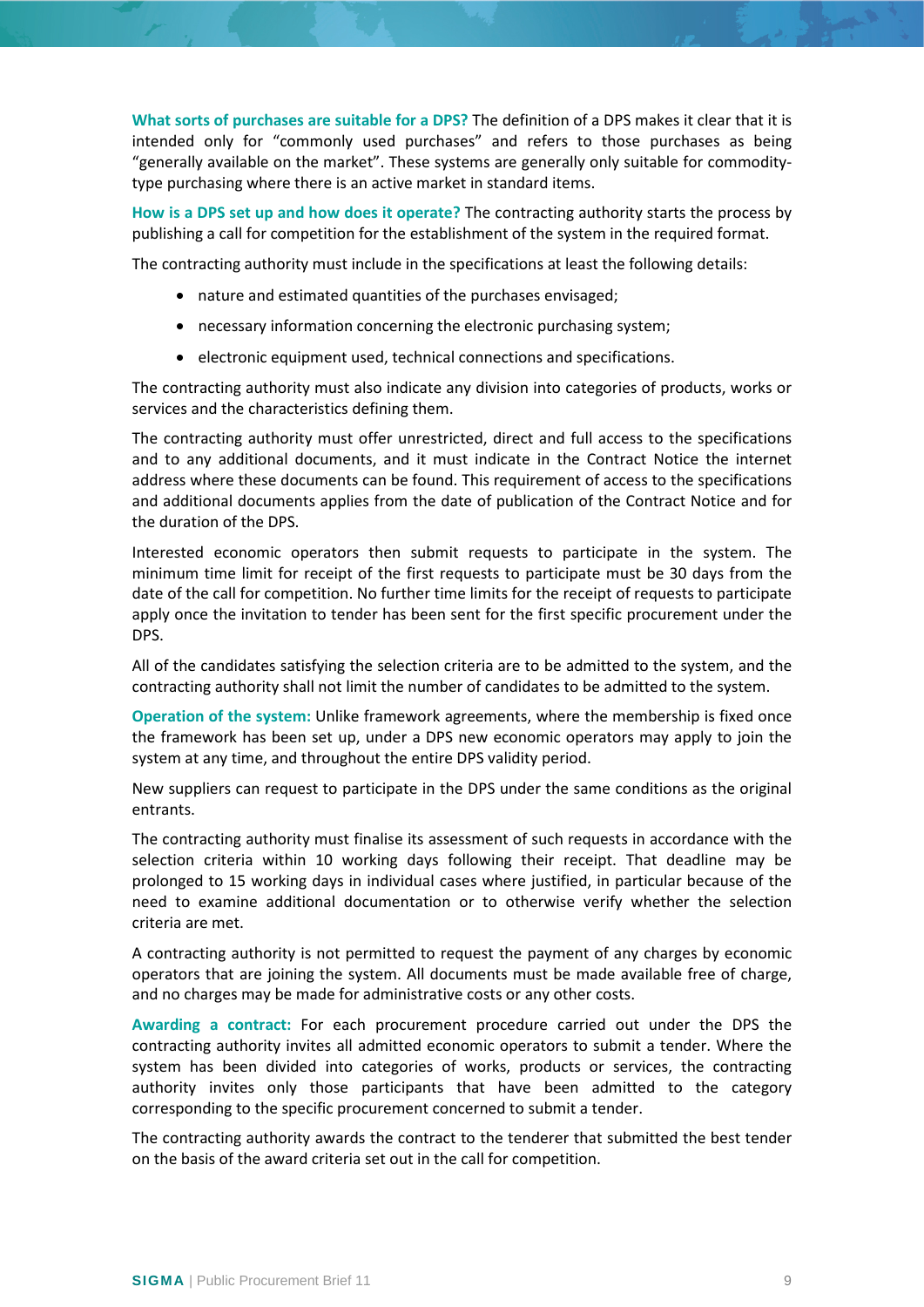**What sorts of purchases are suitable for a DPS?** The definition of a DPS makes it clear that it is intended only for "commonly used purchases" and refers to those purchases as being "generally available on the market". These systems are generally only suitable for commodity-type purchasing where there is an active market in standard items.

**How is a DPS set up and how does it operate?** The contracting authority starts the process by publishing a call for competition for the establishment of the system in the required format.

The contracting authority must include in the specifications at least the following details:

- nature and estimated quantities of the purchases envisaged;
- necessary information concerning the electronic purchasing system;
- electronic equipment used, technical connections and specifications.

The contracting authority must also indicate any division into categories of products, works or services and the characteristics defining them.

The contracting authority must offer unrestricted, direct and full access to the specifications and to any additional documents, and it must indicate in the Contract Notice the internet address where these documents can be found. This requirement of access to the specifications and additional documents applies from the date of publication of the Contract Notice and for the duration of the DPS.

Interested economic operators then submit requests to participate in the system. The minimum time limit for receipt of the first requests to participate must be 30 days from the date of the call for competition. No further time limits for the receipt of requests to participate apply once the invitation to tender has been sent for the first specific procurement under the DPS.

All of the candidates satisfying the selection criteria are to be admitted to the system, and the contracting authority shall not limit the number of candidates to be admitted to the system.

**Operation of the system:** Unlike framework agreements, where the membership is fixed once the framework has been set up, under a DPS new economic operators may apply to join the system at any time, and throughout the entire DPS validity period.

New suppliers can request to participate in the DPS under the same conditions as the original entrants.

The contracting authority must finalise its assessment of such requests in accordance with the selection criteria within 10 working days following their receipt. That deadline may be prolonged to 15 working days in individual cases where justified, in particular because of the need to examine additional documentation or to otherwise verify whether the selection criteria are met.

A contracting authority is not permitted to request the payment of any charges by economic operators that are joining the system. All documents must be made available free of charge, and no charges may be made for administrative costs or any other costs.

**Awarding a contract:** For each procurement procedure carried out under the DPS the contracting authority invites all admitted economic operators to submit a tender. Where the system has been divided into categories of works, products or services, the contracting authority invites only those participants that have been admitted to the category corresponding to the specific procurement concerned to submit a tender.

The contracting authority awards the contract to the tenderer that submitted the best tender on the basis of the award criteria set out in the call for competition.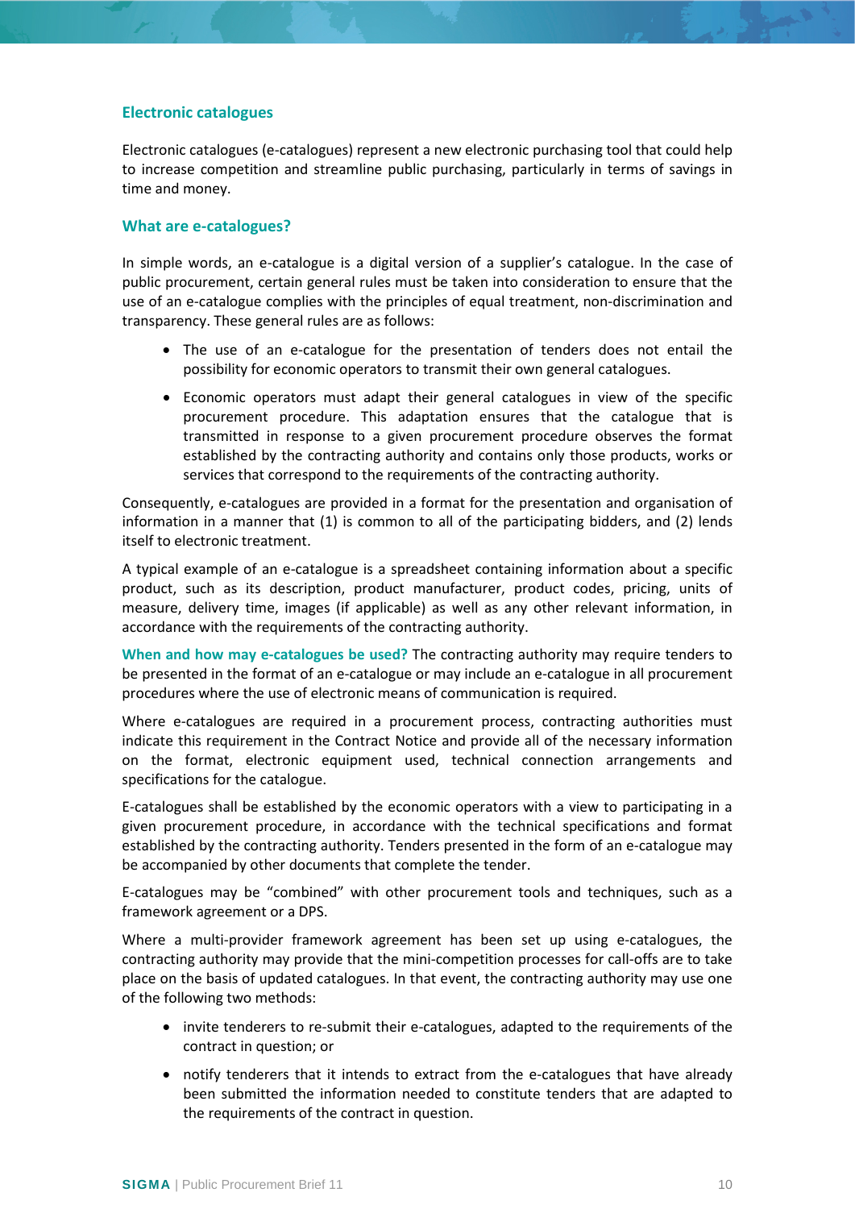### Electronic catalogues

Electronic catalogues (e-catalogues) represent a new electronic purchasing tool that could help to increase competition and streamline public purchasing, particularly in terms of savings in time and money.

### What are e-catalogues?

In simple words, an e-catalogue is a digital version of a supplier's catalogue. In the case of public procurement, certain general rules must be taken into consideration to ensure that the use of an e-catalogue complies with the principles of equal treatment, non-discrimination and transparency. These general rules are as follows:

- The use of an e-catalogue for the presentation of tenders does not entail the possibility for economic operators to transmit their own general catalogues.
- Economic operators must adapt their general catalogues in view of the specific procurement procedure. This adaptation ensures that the catalogue that is transmitted in response to a given procurement procedure observes the format established by the contracting authority and contains only those products, works or services that correspond to the requirements of the contracting authority.

Consequently, e-catalogues are provided in a format for the presentation and organisation of information in a manner that (1) is common to all of the participating bidders, and (2) lends itself to electronic treatment.

A typical example of an e-catalogue is a spreadsheet containing information about a specific product, such as its description, product manufacturer, product codes, pricing, units of measure, delivery time, images (if applicable) as well as any other relevant information, in accordance with the requirements of the contracting authority.

**When and how may e-catalogues be used?** The contracting authority may require tenders to be presented in the format of an e-catalogue or may include an e-catalogue in all procurement procedures where the use of electronic means of communication is required.

Where e-catalogues are required in a procurement process, contracting authorities must indicate this requirement in the Contract Notice and provide all of the necessary information on the format, electronic equipment used, technical connection arrangements and specifications for the catalogue.

E-catalogues shall be established by the economic operators with a view to participating in a given procurement procedure, in accordance with the technical specifications and format established by the contracting authority. Tenders presented in the form of an e-catalogue may be accompanied by other documents that complete the tender.

E-catalogues may be "combined" with other procurement tools and techniques, such as a framework agreement or a DPS.

Where a multi-provider framework agreement has been set up using e-catalogues, the contracting authority may provide that the mini-competition processes for call-offs are to take place on the basis of updated catalogues. In that event, the contracting authority may use one of the following two methods:

- invite tenderers to re-submit their e-catalogues, adapted to the requirements of the contract in question; or
- notify tenderers that it intends to extract from the e-catalogues that have already been submitted the information needed to constitute tenders that are adapted to the requirements of the contract in question.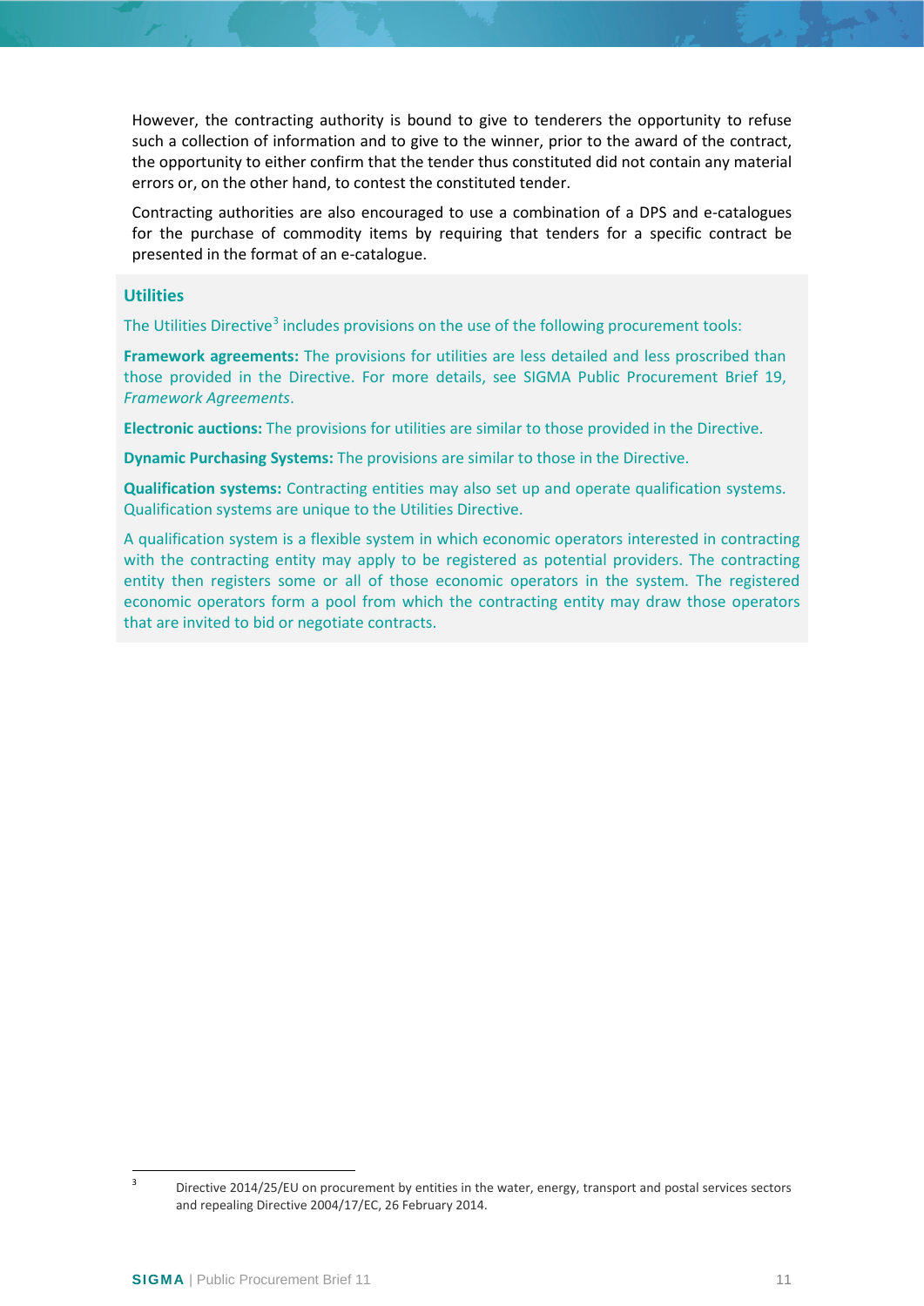However, the contracting authority is bound to give to tenderers the opportunity to refuse such a collection of information and to give to the winner, prior to the award of the contract, the opportunity to either confirm that the tender thus constituted did not contain any material errors or, on the other hand, to contest the constituted tender.

Contracting authorities are also encouraged to use a combination of a DPS and e-catalogues for the purchase of commodity items by requiring that tenders for a specific contract be presented in the format of an e-catalogue.

### Utilities

The Utilities Directive[3] includes provisions on the use of the following procurement tools:

**Framework agreements:** The provisions for utilities are less detailed and less proscribed than those provided in the Directive. For more details, see SIGMA Public Procurement Brief 19, *Framework Agreements*.

**Electronic auctions:** The provisions for utilities are similar to those provided in the Directive.

**Dynamic Purchasing Systems:** The provisions are similar to those in the Directive.

**Qualification systems:** Contracting entities may also set up and operate qualification systems. Qualification systems are unique to the Utilities Directive.

A qualification system is a flexible system in which economic operators interested in contracting with the contracting entity may apply to be registered as potential providers. The contracting entity then registers some or all of those economic operators in the system. The registered economic operators form a pool from which the contracting entity may draw those operators that are invited to bid or negotiate contracts.

[3] Directive 2014/25/EU on procurement by entities in the water, energy, transport and postal services sectors and repealing Directive 2004/17/EC, 26 February 2014.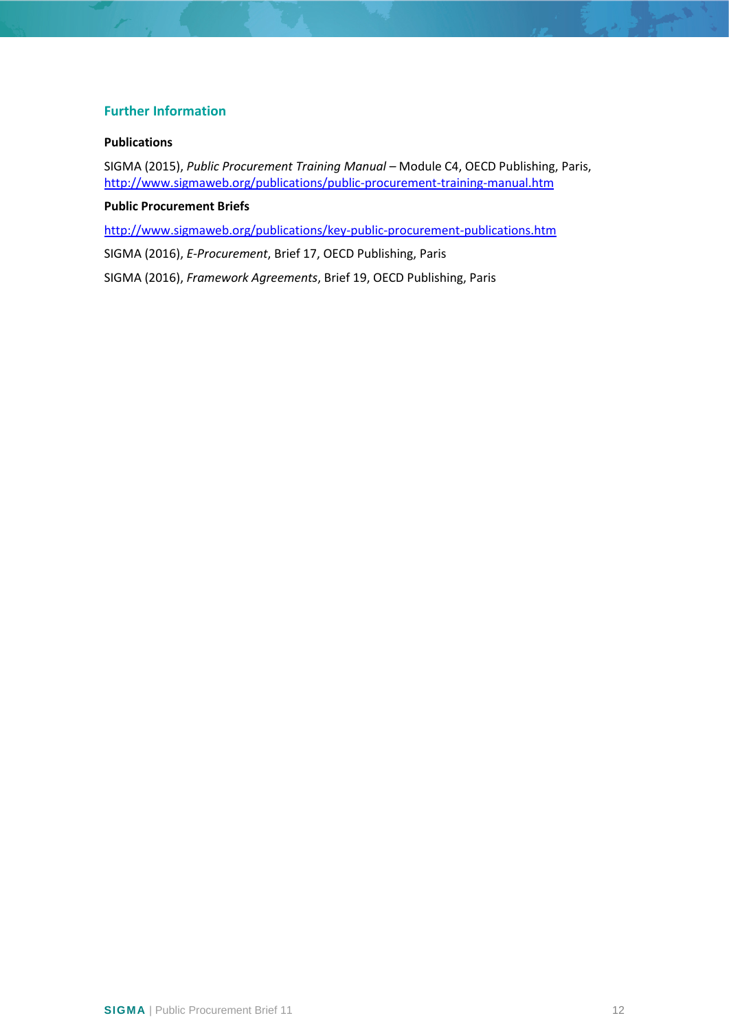## Further Information

**Publications**

SIGMA (2015), *Public Procurement Training Manual* – Module C4, OECD Publishing, Paris, http://www.sigmaweb.org/publications/public-procurement-training-manual.htm

**Public Procurement Briefs**

http://www.sigmaweb.org/publications/key-public-procurement-publications.htm

SIGMA (2016), *E-Procurement*, Brief 17, OECD Publishing, Paris

SIGMA (2016), *Framework Agreements*, Brief 19, OECD Publishing, Paris